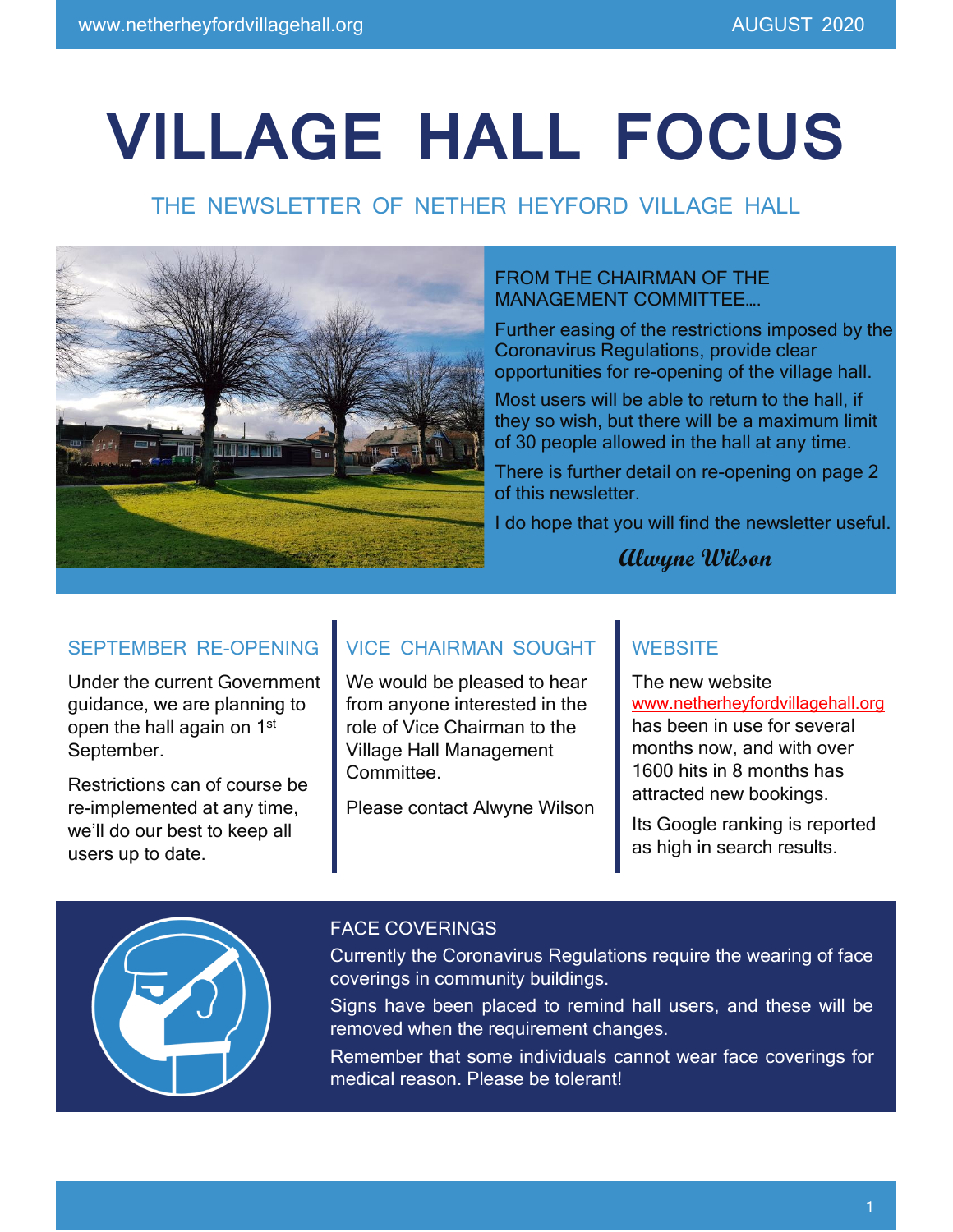# VILLAGE HALL FOCUS

THE NEWSLETTER OF NETHER HEYFORD VILLAGE HALL

## FROM THE CHAIRMAN OF THE MANAGEMENT COMMITTEE….

Further easing of the restrictions imposed by the Coronavirus Regulations, provide clear opportunities for re-opening of the village hall.

Most users will be able to return to the hall, if they so wish, but there will be a maximum limit of 30 people allowed in the hall at any time.

There is further detail on re-opening on page 2 of this newsletter.

I do hope that you will find the newsletter useful.

*Alwyne Wilson*

## SEPTEMBER RE-OPENING

Under the current Government guidance, we are planning to open the hall again on 1st September.

Restrictions can of course be re-implemented at any time, we'll do our best to keep all users up to date.

## VICE CHAIRMAN SOUGHT

We would be pleased to hear from anyone interested in the role of Vice Chairman to the Village Hall Management Committee.

Please contact Alwyne Wilson

## WEBSITE

The new website www.netherheyfordvillagehall.org has been in use for several months now, and with over 1600 hits in 8 months has attracted new bookings.

Its Google ranking is reported as high in search results.

## FACE COVERINGS

Currently the Coronavirus Regulations require the wearing of face coverings in community buildings.

Signs have been placed to remind hall users, and these will be removed when the requirement changes.

Remember that some individuals cannot wear face coverings for medical reason. Please be tolerant!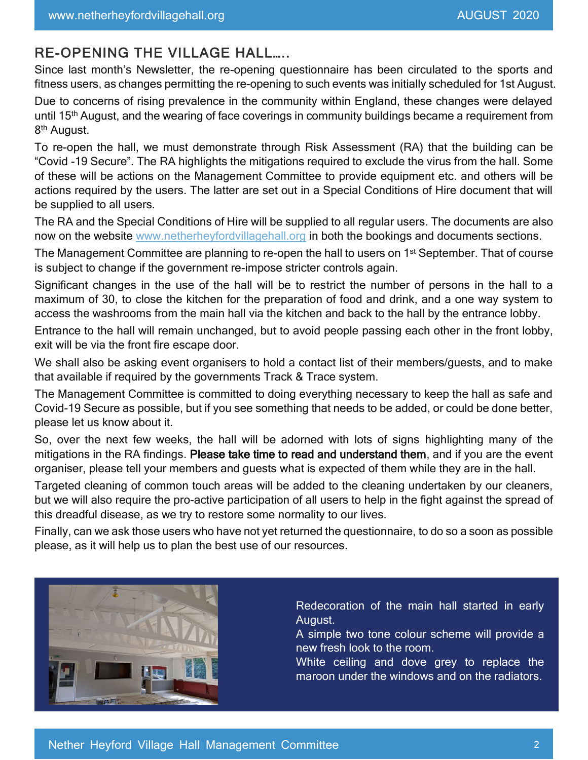## RE-OPENING THE VILLAGE HALL…..

Since last month's Newsletter, the re-opening questionnaire has been circulated to the sports and fitness users, as changes permitting the re-opening to such events was initially scheduled for 1st August.

Due to concerns of rising prevalence in the community within England, these changes were delayed until 15th August, and the wearing of face coverings in community buildings became a requirement from 8th August.

To re-open the hall, we must demonstrate through Risk Assessment (RA) that the building can be "Covid -19 Secure". The RA highlights the mitigations required to exclude the virus from the hall. Some of these will be actions on the Management Committee to provide equipment etc. and others will be actions required by the users. The latter are set out in a Special Conditions of Hire document that will be supplied to all users.

The RA and the Special Conditions of Hire will be supplied to all regular users. The documents are also now on the website www.netherheyfordvillagehall.org in both the bookings and documents sections.

The Management Committee are planning to re-open the hall to users on 1st September. That of course is subject to change if the government re-impose stricter controls again.

Significant changes in the use of the hall will be to restrict the number of persons in the hall to a maximum of 30, to close the kitchen for the preparation of food and drink, and a one way system to access the washrooms from the main hall via the kitchen and back to the hall by the entrance lobby.

Entrance to the hall will remain unchanged, but to avoid people passing each other in the front lobby, exit will be via the front fire escape door.

We shall also be asking event organisers to hold a contact list of their members/guests, and to make that available if required by the governments Track & Trace system.

The Management Committee is committed to doing everything necessary to keep the hall as safe and Covid-19 Secure as possible, but if you see something that needs to be added, or could be done better, please let us know about it.

So, over the next few weeks, the hall will be adorned with lots of signs highlighting many of the mitigations in the RA findings. **Please take time to read and understand them**, and if you are the event organiser, please tell your members and guests what is expected of them while they are in the hall.

Targeted cleaning of common touch areas will be added to the cleaning undertaken by our cleaners, but we will also require the pro-active participation of all users to help in the fight against the spread of this dreadful disease, as we try to restore some normality to our lives.

Finally, can we ask those users who have not yet returned the questionnaire, to do so a soon as possible please, as it will help us to plan the best use of our resources.

Redecoration of the main hall started in early August.
A simple two tone colour scheme will provide a new fresh look to the room.
White ceiling and dove grey to replace the maroon under the windows and on the radiators.